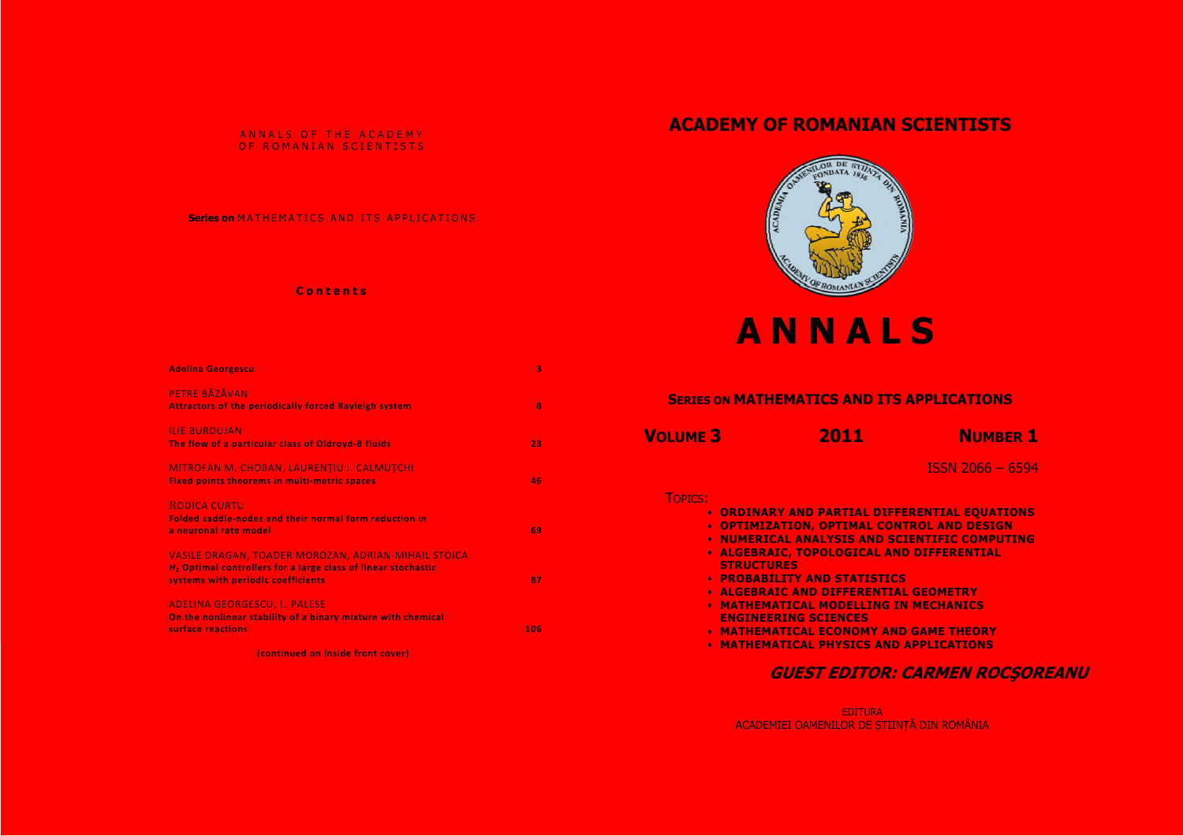ANNALS OF THE ACADEMY OF ROMANIAN SCIENTISTS

**Series on** MATHEMATICS AND ITS APPLICATIONS

**Contents**

| | |
|---|---|
| **Adelina Georgescu** | 3 |
| PETRE BĂZĂVAN<br>**Attractors of the periodically forced Rayleigh system** | 8 |
| ILIE BURDUJAN<br>**The flow of a particular class of Oldroyd-B fluids** | 23 |
| MITROFAN M. CHOBAN, LAURENŢIU I. CALMUŢCHI<br>**Fixed points theorems in multi-metric spaces** | 46 |
| RODICA CURTU<br>**Folded saddle-nodes and their normal form reduction in a neuronal rate model** | 69 |
| VASILE DRAGAN, TOADER MOROZAN, ADRIAN-MIHAIL STOICA<br>**$H_2$ Optimal controllers for a large class of linear stochastic systems with periodic coefficients** | 87 |
| ADELINA GEORGESCU, L. PALESE<br>**On the nonlinear stability of a binary mixture with chemical surface reactions** | 106 |

(continued on inside front cover)

# ACADEMY OF ROMANIAN SCIENTISTS

# ANNALS

## SERIES ON MATHEMATICS AND ITS APPLICATIONS

**VOLUME 3** **2011** **NUMBER 1**

ISSN 2066 – 6594

TOPICS:

- **ORDINARY AND PARTIAL DIFFERENTIAL EQUATIONS**
- **OPTIMIZATION, OPTIMAL CONTROL AND DESIGN**
- **NUMERICAL ANALYSIS AND SCIENTIFIC COMPUTING**
- **ALGEBRAIC, TOPOLOGICAL AND DIFFERENTIAL STRUCTURES**
- **PROBABILITY AND STATISTICS**
- **ALGEBRAIC AND DIFFERENTIAL GEOMETRY**
- **MATHEMATICAL MODELLING IN MECHANICS ENGINEERING SCIENCES**
- **MATHEMATICAL ECONOMY AND GAME THEORY**
- **MATHEMATICAL PHYSICS AND APPLICATIONS**

***GUEST EDITOR: CARMEN ROCŞOREANU***

EDITURA
ACADEMIEI OAMENILOR DE ŞTIINŢĂ DIN ROMÂNIA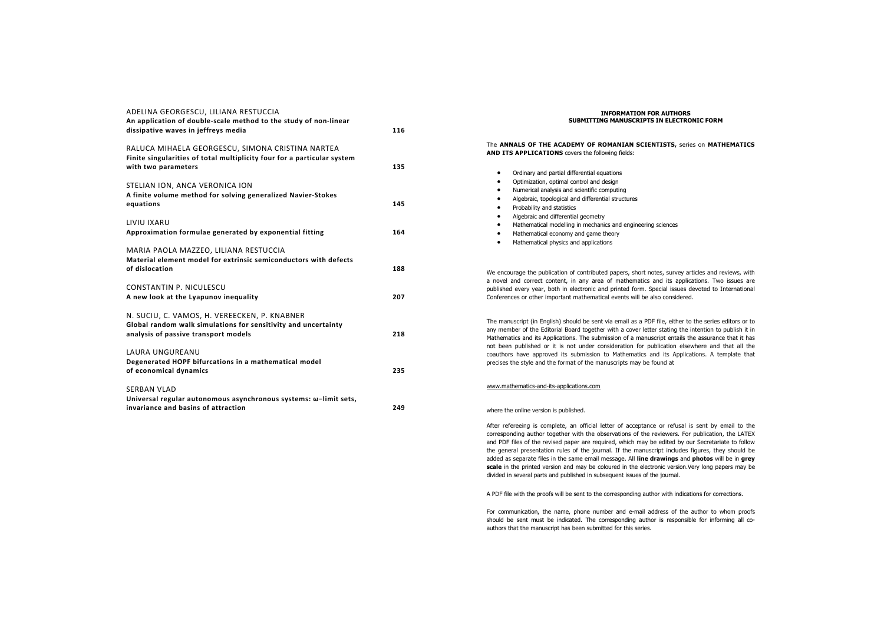ADELINA GEORGESCU, LILIANA RESTUCCIA
**An application of double-scale method to the study of non-linear dissipative waves in jeffreys media** 116

RALUCA MIHAELA GEORGESCU, SIMONA CRISTINA NARTEA
**Finite singularities of total multiplicity four for a particular system with two parameters** 135

STELIAN ION, ANCA VERONICA ION
**A finite volume method for solving generalized Navier-Stokes equations** 145

LIVIU IXARU
**Approximation formulae generated by exponential fitting** 164

MARIA PAOLA MAZZEO, LILIANA RESTUCCIA
**Material element model for extrinsic semiconductors with defects of dislocation** 188

CONSTANTIN P. NICULESCU
**A new look at the Lyapunov inequality** 207

N. SUCIU, C. VAMOS, H. VEREECKEN, P. KNABNER
**Global random walk simulations for sensitivity and uncertainty analysis of passive transport models** 218

LAURA UNGUREANU
**Degenerated HOPF bifurcations in a mathematical model of economical dynamics** 235

SERBAN VLAD
**Universal regular autonomous asynchronous systems: ω–limit sets, invariance and basins of attraction** 249

## INFORMATION FOR AUTHORS
## SUBMITTING MANUSCRIPTS IN ELECTRONIC FORM

The **ANNALS OF THE ACADEMY OF ROMANIAN SCIENTISTS,** series on **MATHEMATICS AND ITS APPLICATIONS** covers the following fields:

- Ordinary and partial differential equations
- Optimization, optimal control and design
- Numerical analysis and scientific computing
- Algebraic, topological and differential structures
- Probability and statistics
- Algebraic and differential geometry
- Mathematical modelling in mechanics and engineering sciences
- Mathematical economy and game theory
- Mathematical physics and applications

We encourage the publication of contributed papers, short notes, survey articles and reviews, with a novel and correct content, in any area of mathematics and its applications. Two issues are published every year, both in electronic and printed form. Special issues devoted to International Conferences or other important mathematical events will be also considered.

The manuscript (in English) should be sent via email as a PDF file, either to the series editors or to any member of the Editorial Board together with a cover letter stating the intention to publish it in Mathematics and its Applications. The submission of a manuscript entails the assurance that it has not been published or it is not under consideration for publication elsewhere and that all the coauthors have approved its submission to Mathematics and its Applications. A template that precises the style and the format of the manuscripts may be found at

www.mathematics-and-its-applications.com

where the online version is published.

After refereeing is complete, an official letter of acceptance or refusal is sent by email to the corresponding author together with the observations of the reviewers. For publication, the LATEX and PDF files of the revised paper are required, which may be edited by our Secretariate to follow the general presentation rules of the journal. If the manuscript includes figures, they should be added as separate files in the same email message. All **line drawings** and **photos** will be in **grey scale** in the printed version and may be coloured in the electronic version.Very long papers may be divided in several parts and published in subsequent issues of the journal.

A PDF file with the proofs will be sent to the corresponding author with indications for corrections.

For communication, the name, phone number and e-mail address of the author to whom proofs should be sent must be indicated. The corresponding author is responsible for informing all co-authors that the manuscript has been submitted for this series.